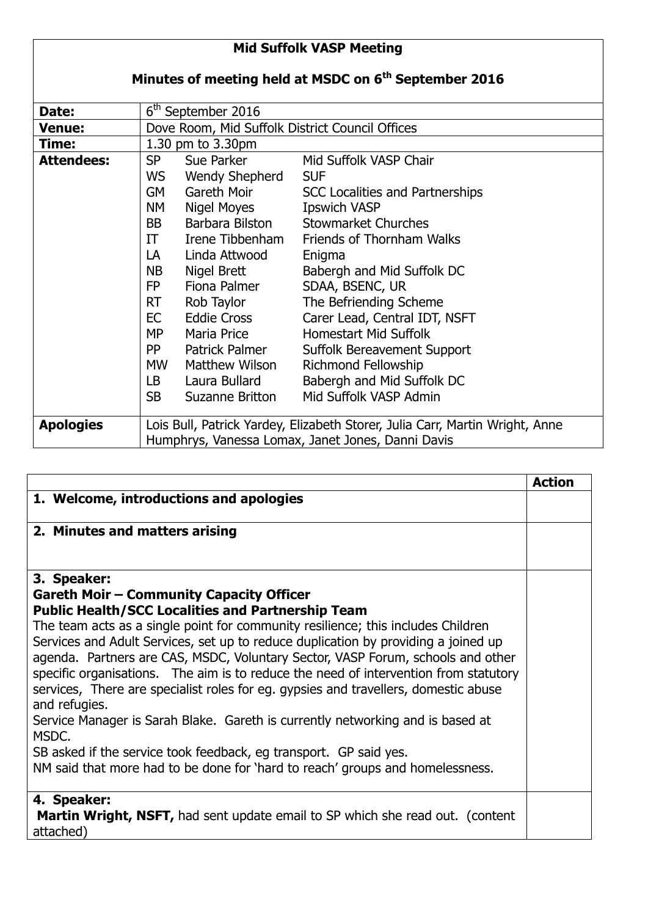# Mid Suffolk VASP Meeting

## Minutes of meeting held at MSDC on 6th September 2016

| | | | |
|---|---|---|---|
| **Date:** | 6th September 2016 | | |
| **Venue:** | Dove Room, Mid Suffolk District Council Offices | | |
| **Time:** | 1.30 pm to 3.30pm | | |
| **Attendees:** | SP | Sue Parker | Mid Suffolk VASP Chair |
| | WS | Wendy Shepherd | SUF |
| | GM | Gareth Moir | SCC Localities and Partnerships |
| | NM | Nigel Moyes | Ipswich VASP |
| | BB | Barbara Bilston | Stowmarket Churches |
| | IT | Irene Tibbenham | Friends of Thornham Walks |
| | LA | Linda Attwood | Enigma |
| | NB | Nigel Brett | Babergh and Mid Suffolk DC |
| | FP | Fiona Palmer | SDAA, BSENC, UR |
| | RT | Rob Taylor | The Befriending Scheme |
| | EC | Eddie Cross | Carer Lead, Central IDT, NSFT |
| | MP | Maria Price | Homestart Mid Suffolk |
| | PP | Patrick Palmer | Suffolk Bereavement Support |
| | MW | Matthew Wilson | Richmond Fellowship |
| | LB | Laura Bullard | Babergh and Mid Suffolk DC |
| | SB | Suzanne Britton | Mid Suffolk VASP Admin |
| **Apologies** | Lois Bull, Patrick Yardey, Elizabeth Storer, Julia Carr, Martin Wright, Anne Humphrys, Vanessa Lomax, Janet Jones, Danni Davis | | |

| | **Action** |
|---|---|
| **1. Welcome, introductions and apologies** | |
| **2. Minutes and matters arising** | |
| **3. Speaker:**<br>**Gareth Moir – Community Capacity Officer**<br>**Public Health/SCC Localities and Partnership Team**<br>The team acts as a single point for community resilience; this includes Children Services and Adult Services, set up to reduce duplication by providing a joined up agenda. Partners are CAS, MSDC, Voluntary Sector, VASP Forum, schools and other specific organisations. The aim is to reduce the need of intervention from statutory services, There are specialist roles for eg. gypsies and travellers, domestic abuse and refugies.<br>Service Manager is Sarah Blake. Gareth is currently networking and is based at MSDC.<br>SB asked if the service took feedback, eg transport. GP said yes.<br>NM said that more had to be done for 'hard to reach' groups and homelessness. | |
| **4. Speaker:**<br>**Martin Wright, NSFT,** had sent update email to SP which she read out. (content attached) | |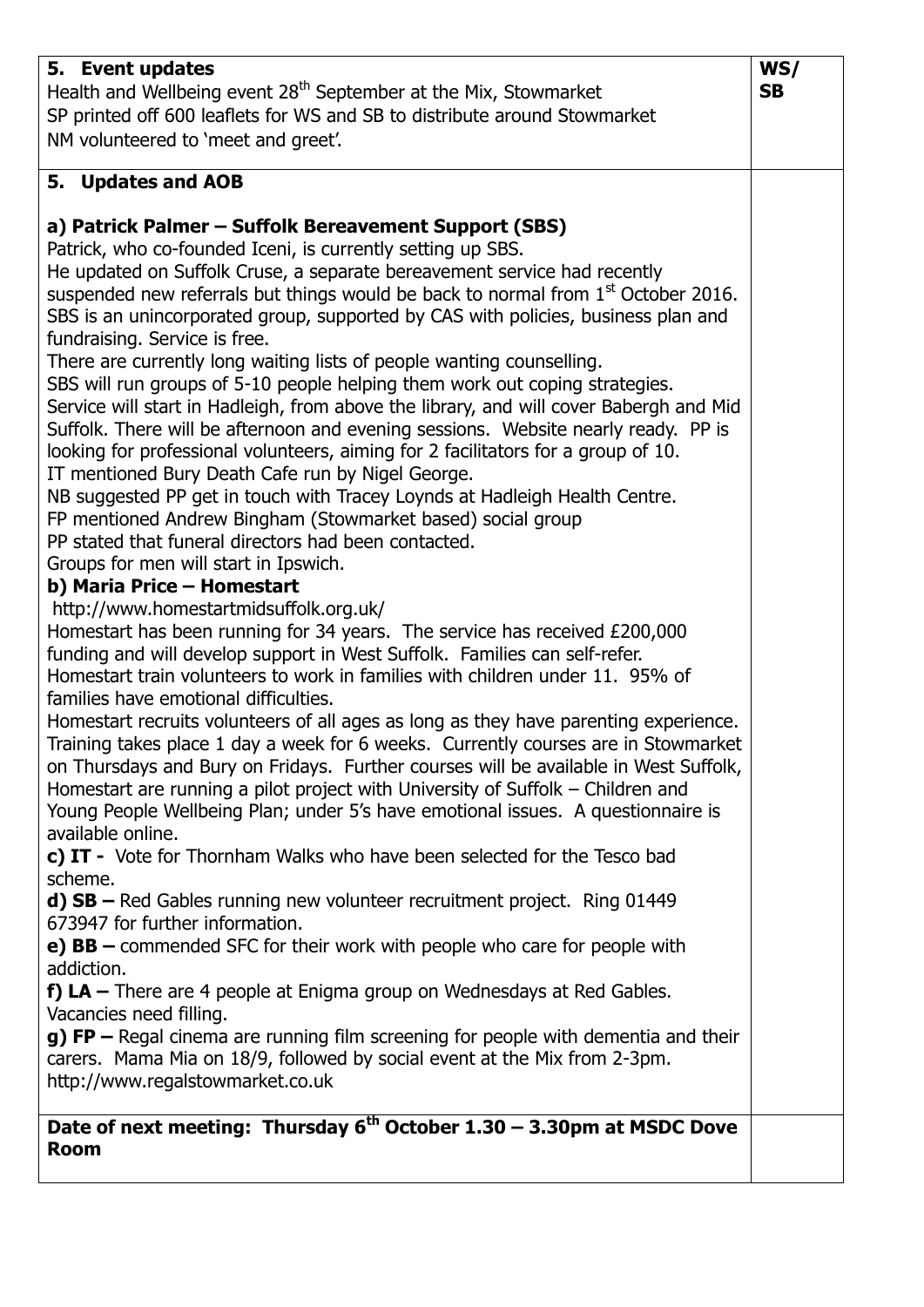| | |
|---|---|
| **5. Event updates**<br>Health and Wellbeing event 28th September at the Mix, Stowmarket<br>SP printed off 600 leaflets for WS and SB to distribute around Stowmarket<br>NM volunteered to 'meet and greet'. | **WS/ SB** |
| **5. Updates and AOB**<br><br>**a) Patrick Palmer – Suffolk Bereavement Support (SBS)**<br>Patrick, who co-founded Iceni, is currently setting up SBS.<br>He updated on Suffolk Cruse, a separate bereavement service had recently suspended new referrals but things would be back to normal from 1st October 2016.<br>SBS is an unincorporated group, supported by CAS with policies, business plan and fundraising. Service is free.<br>There are currently long waiting lists of people wanting counselling.<br>SBS will run groups of 5-10 people helping them work out coping strategies.<br>Service will start in Hadleigh, from above the library, and will cover Babergh and Mid Suffolk. There will be afternoon and evening sessions. Website nearly ready. PP is looking for professional volunteers, aiming for 2 facilitators for a group of 10.<br>IT mentioned Bury Death Cafe run by Nigel George.<br>NB suggested PP get in touch with Tracey Loynds at Hadleigh Health Centre.<br>FP mentioned Andrew Bingham (Stowmarket based) social group<br>PP stated that funeral directors had been contacted.<br>Groups for men will start in Ipswich.<br>**b) Maria Price – Homestart**<br>http://www.homestartmidsuffolk.org.uk/<br>Homestart has been running for 34 years. The service has received £200,000 funding and will develop support in West Suffolk. Families can self-refer.<br>Homestart train volunteers to work in families with children under 11. 95% of families have emotional difficulties.<br>Homestart recruits volunteers of all ages as long as they have parenting experience. Training takes place 1 day a week for 6 weeks. Currently courses are in Stowmarket on Thursdays and Bury on Fridays. Further courses will be available in West Suffolk,<br>Homestart are running a pilot project with University of Suffolk – Children and Young People Wellbeing Plan; under 5's have emotional issues. A questionnaire is available online.<br>**c) IT -** Vote for Thornham Walks who have been selected for the Tesco bad scheme.<br>**d) SB –** Red Gables running new volunteer recruitment project. Ring 01449 673947 for further information.<br>**e) BB –** commended SFC for their work with people who care for people with addiction.<br>**f) LA –** There are 4 people at Enigma group on Wednesdays at Red Gables. Vacancies need filling.<br>**g) FP –** Regal cinema are running film screening for people with dementia and their carers. Mama Mia on 18/9, followed by social event at the Mix from 2-3pm.<br>http://www.regalstowmarket.co.uk | |
| **Date of next meeting: Thursday 6th October 1.30 – 3.30pm at MSDC Dove Room** | |